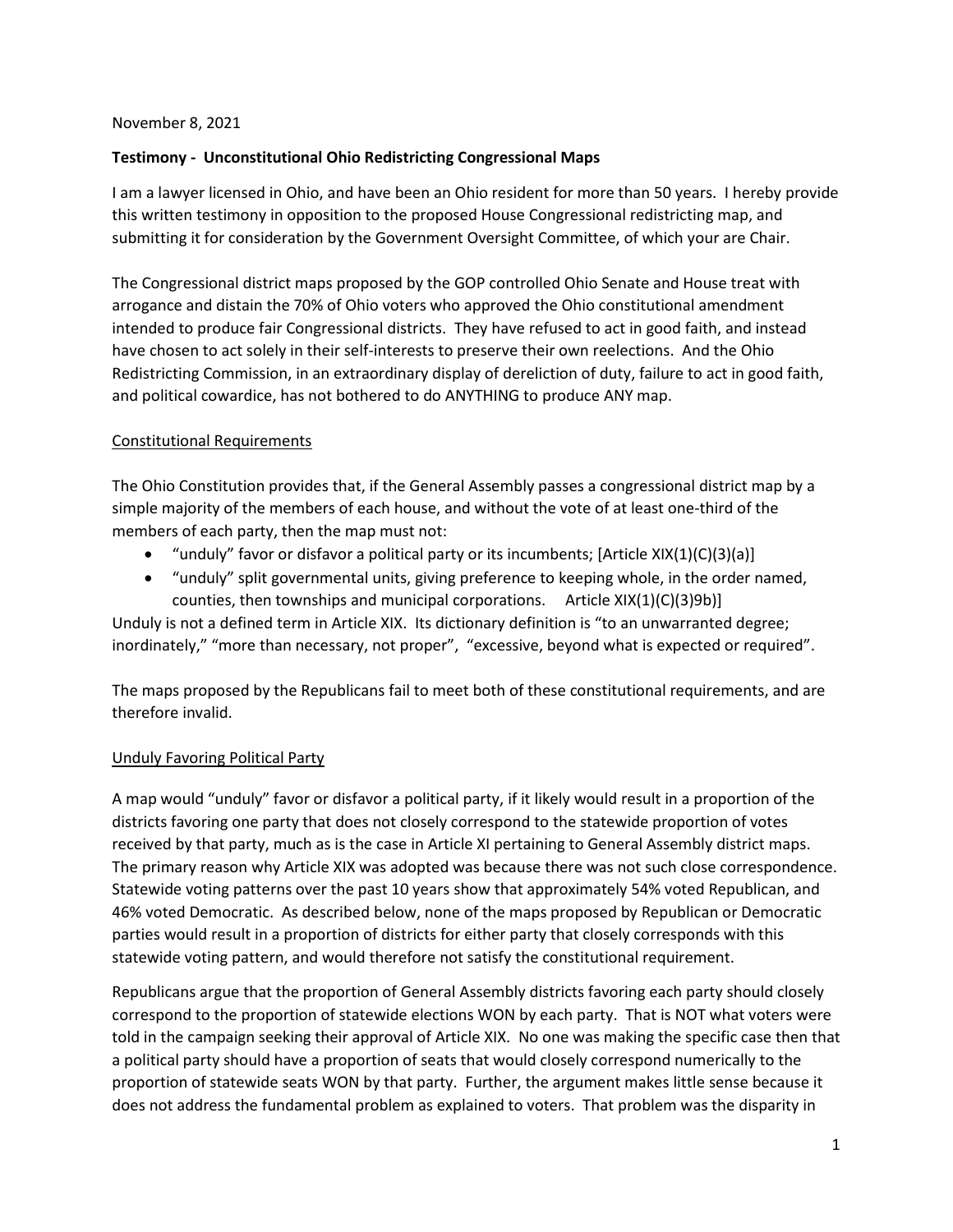November 8, 2021

**Testimony - Unconstitutional Ohio Redistricting Congressional Maps**

I am a lawyer licensed in Ohio, and have been an Ohio resident for more than 50 years. I hereby provide this written testimony in opposition to the proposed House Congressional redistricting map, and submitting it for consideration by the Government Oversight Committee, of which your are Chair.

The Congressional district maps proposed by the GOP controlled Ohio Senate and House treat with arrogance and distain the 70% of Ohio voters who approved the Ohio constitutional amendment intended to produce fair Congressional districts. They have refused to act in good faith, and instead have chosen to act solely in their self-interests to preserve their own reelections. And the Ohio Redistricting Commission, in an extraordinary display of dereliction of duty, failure to act in good faith, and political cowardice, has not bothered to do ANYTHING to produce ANY map.

Constitutional Requirements

The Ohio Constitution provides that, if the General Assembly passes a congressional district map by a simple majority of the members of each house, and without the vote of at least one-third of the members of each party, then the map must not:

- "unduly" favor or disfavor a political party or its incumbents; [Article XIX(1)(C)(3)(a)]
- "unduly" split governmental units, giving preference to keeping whole, in the order named, counties, then townships and municipal corporations. Article XIX(1)(C)(3)9b)]

Unduly is not a defined term in Article XIX. Its dictionary definition is "to an unwarranted degree; inordinately," "more than necessary, not proper", "excessive, beyond what is expected or required".

The maps proposed by the Republicans fail to meet both of these constitutional requirements, and are therefore invalid.

Unduly Favoring Political Party

A map would "unduly" favor or disfavor a political party, if it likely would result in a proportion of the districts favoring one party that does not closely correspond to the statewide proportion of votes received by that party, much as is the case in Article XI pertaining to General Assembly district maps. The primary reason why Article XIX was adopted was because there was not such close correspondence. Statewide voting patterns over the past 10 years show that approximately 54% voted Republican, and 46% voted Democratic. As described below, none of the maps proposed by Republican or Democratic parties would result in a proportion of districts for either party that closely corresponds with this statewide voting pattern, and would therefore not satisfy the constitutional requirement.

Republicans argue that the proportion of General Assembly districts favoring each party should closely correspond to the proportion of statewide elections WON by each party. That is NOT what voters were told in the campaign seeking their approval of Article XIX. No one was making the specific case then that a political party should have a proportion of seats that would closely correspond numerically to the proportion of statewide seats WON by that party. Further, the argument makes little sense because it does not address the fundamental problem as explained to voters. That problem was the disparity in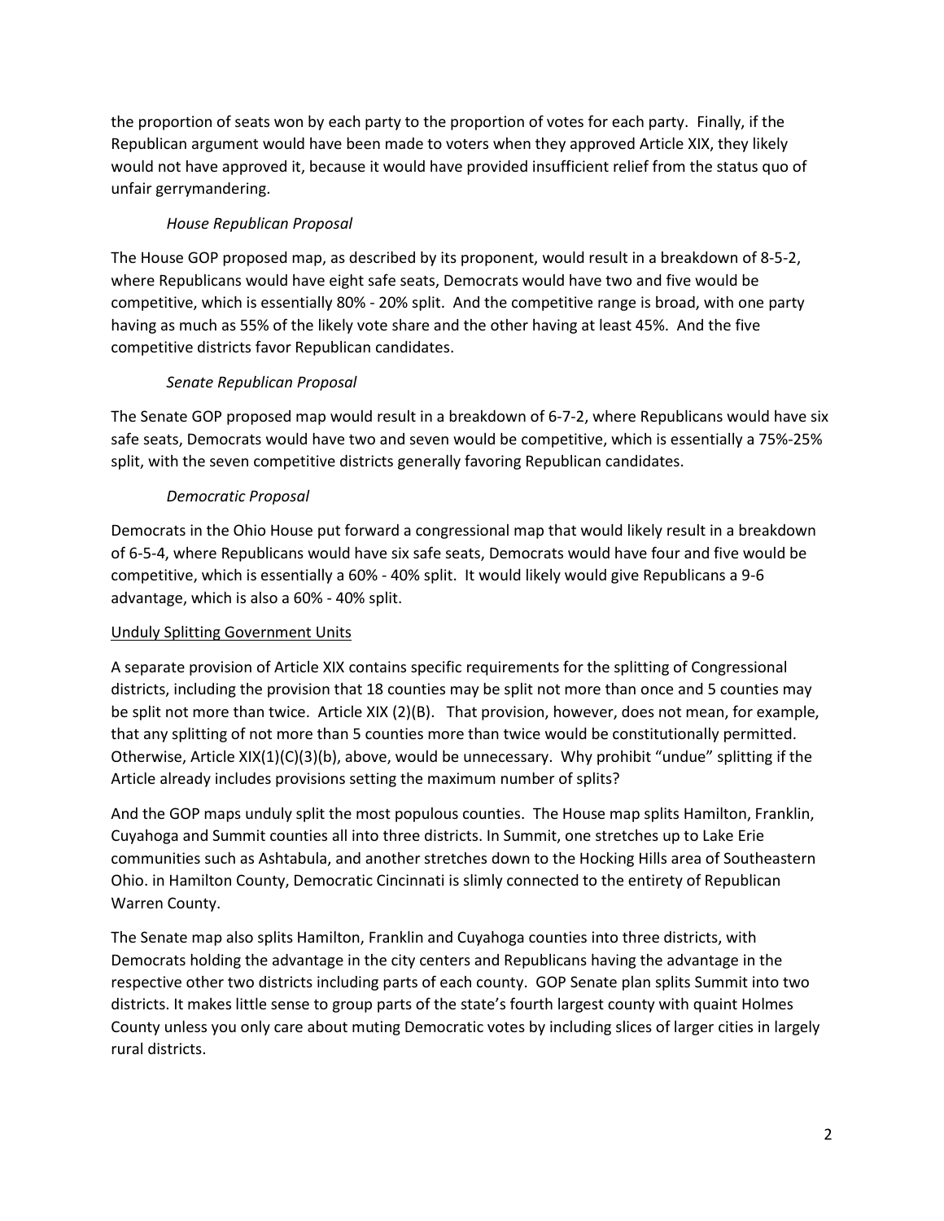the proportion of seats won by each party to the proportion of votes for each party. Finally, if the Republican argument would have been made to voters when they approved Article XIX, they likely would not have approved it, because it would have provided insufficient relief from the status quo of unfair gerrymandering.

*House Republican Proposal*

The House GOP proposed map, as described by its proponent, would result in a breakdown of 8-5-2, where Republicans would have eight safe seats, Democrats would have two and five would be competitive, which is essentially 80% - 20% split. And the competitive range is broad, with one party having as much as 55% of the likely vote share and the other having at least 45%. And the five competitive districts favor Republican candidates.

*Senate Republican Proposal*

The Senate GOP proposed map would result in a breakdown of 6-7-2, where Republicans would have six safe seats, Democrats would have two and seven would be competitive, which is essentially a 75%-25% split, with the seven competitive districts generally favoring Republican candidates.

*Democratic Proposal*

Democrats in the Ohio House put forward a congressional map that would likely result in a breakdown of 6-5-4, where Republicans would have six safe seats, Democrats would have four and five would be competitive, which is essentially a 60% - 40% split. It would likely would give Republicans a 9-6 advantage, which is also a 60% - 40% split.

<u>Unduly Splitting Government Units</u>

A separate provision of Article XIX contains specific requirements for the splitting of Congressional districts, including the provision that 18 counties may be split not more than once and 5 counties may be split not more than twice. Article XIX (2)(B). That provision, however, does not mean, for example, that any splitting of not more than 5 counties more than twice would be constitutionally permitted. Otherwise, Article XIX(1)(C)(3)(b), above, would be unnecessary. Why prohibit "undue" splitting if the Article already includes provisions setting the maximum number of splits?

And the GOP maps unduly split the most populous counties. The House map splits Hamilton, Franklin, Cuyahoga and Summit counties all into three districts. In Summit, one stretches up to Lake Erie communities such as Ashtabula, and another stretches down to the Hocking Hills area of Southeastern Ohio. in Hamilton County, Democratic Cincinnati is slimly connected to the entirety of Republican Warren County.

The Senate map also splits Hamilton, Franklin and Cuyahoga counties into three districts, with Democrats holding the advantage in the city centers and Republicans having the advantage in the respective other two districts including parts of each county. GOP Senate plan splits Summit into two districts. It makes little sense to group parts of the state's fourth largest county with quaint Holmes County unless you only care about muting Democratic votes by including slices of larger cities in largely rural districts.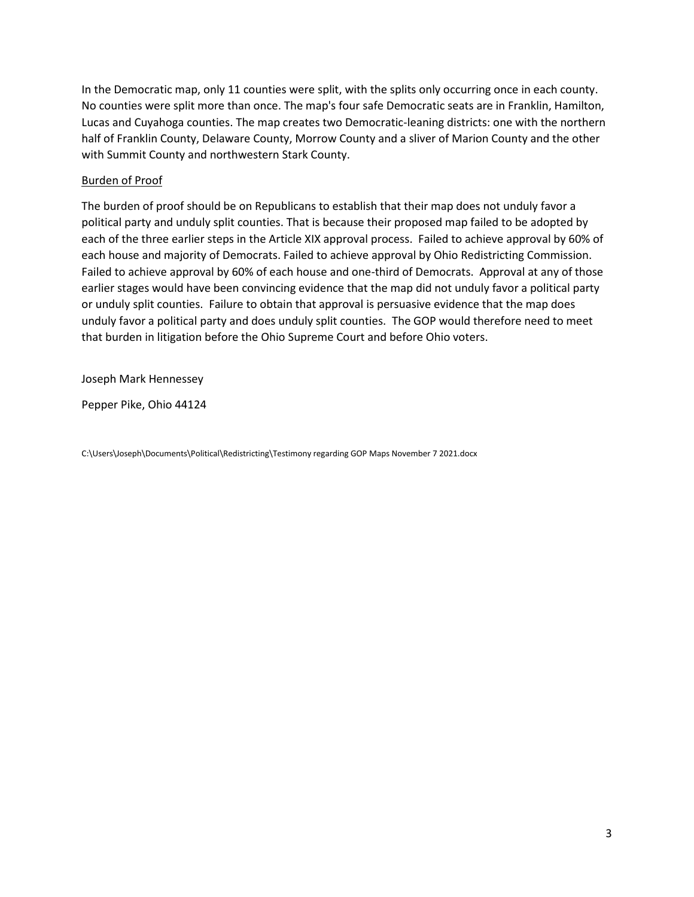In the Democratic map, only 11 counties were split, with the splits only occurring once in each county. No counties were split more than once. The map's four safe Democratic seats are in Franklin, Hamilton, Lucas and Cuyahoga counties. The map creates two Democratic-leaning districts: one with the northern half of Franklin County, Delaware County, Morrow County and a sliver of Marion County and the other with Summit County and northwestern Stark County.

## Burden of Proof

The burden of proof should be on Republicans to establish that their map does not unduly favor a political party and unduly split counties. That is because their proposed map failed to be adopted by each of the three earlier steps in the Article XIX approval process. Failed to achieve approval by 60% of each house and majority of Democrats. Failed to achieve approval by Ohio Redistricting Commission. Failed to achieve approval by 60% of each house and one-third of Democrats. Approval at any of those earlier stages would have been convincing evidence that the map did not unduly favor a political party or unduly split counties. Failure to obtain that approval is persuasive evidence that the map does unduly favor a political party and does unduly split counties. The GOP would therefore need to meet that burden in litigation before the Ohio Supreme Court and before Ohio voters.

Joseph Mark Hennessey

Pepper Pike, Ohio 44124

C:\Users\Joseph\Documents\Political\Redistricting\Testimony regarding GOP Maps November 7 2021.docx